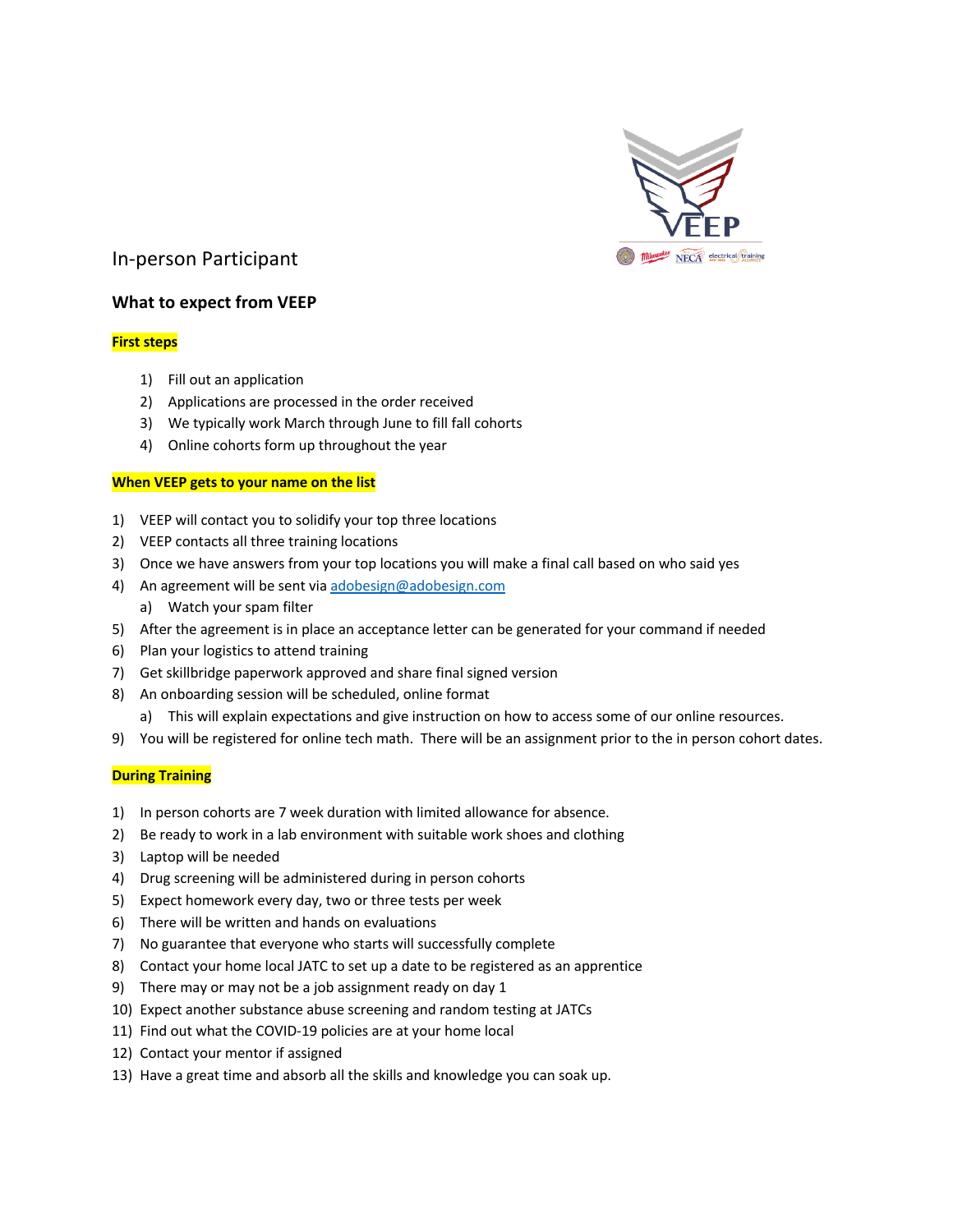## In-person Participant

### What to expect from VEEP

**First steps**

1) Fill out an application
2) Applications are processed in the order received
3) We typically work March through June to fill fall cohorts
4) Online cohorts form up throughout the year

**When VEEP gets to your name on the list**

1) VEEP will contact you to solidify your top three locations
2) VEEP contacts all three training locations
3) Once we have answers from your top locations you will make a final call based on who said yes
4) An agreement will be sent via adobesign@adobesign.com
   a) Watch your spam filter
5) After the agreement is in place an acceptance letter can be generated for your command if needed
6) Plan your logistics to attend training
7) Get skillbridge paperwork approved and share final signed version
8) An onboarding session will be scheduled, online format
   a) This will explain expectations and give instruction on how to access some of our online resources.
9) You will be registered for online tech math. There will be an assignment prior to the in person cohort dates.

**During Training**

1) In person cohorts are 7 week duration with limited allowance for absence.
2) Be ready to work in a lab environment with suitable work shoes and clothing
3) Laptop will be needed
4) Drug screening will be administered during in person cohorts
5) Expect homework every day, two or three tests per week
6) There will be written and hands on evaluations
7) No guarantee that everyone who starts will successfully complete
8) Contact your home local JATC to set up a date to be registered as an apprentice
9) There may or may not be a job assignment ready on day 1
10) Expect another substance abuse screening and random testing at JATCs
11) Find out what the COVID-19 policies are at your home local
12) Contact your mentor if assigned
13) Have a great time and absorb all the skills and knowledge you can soak up.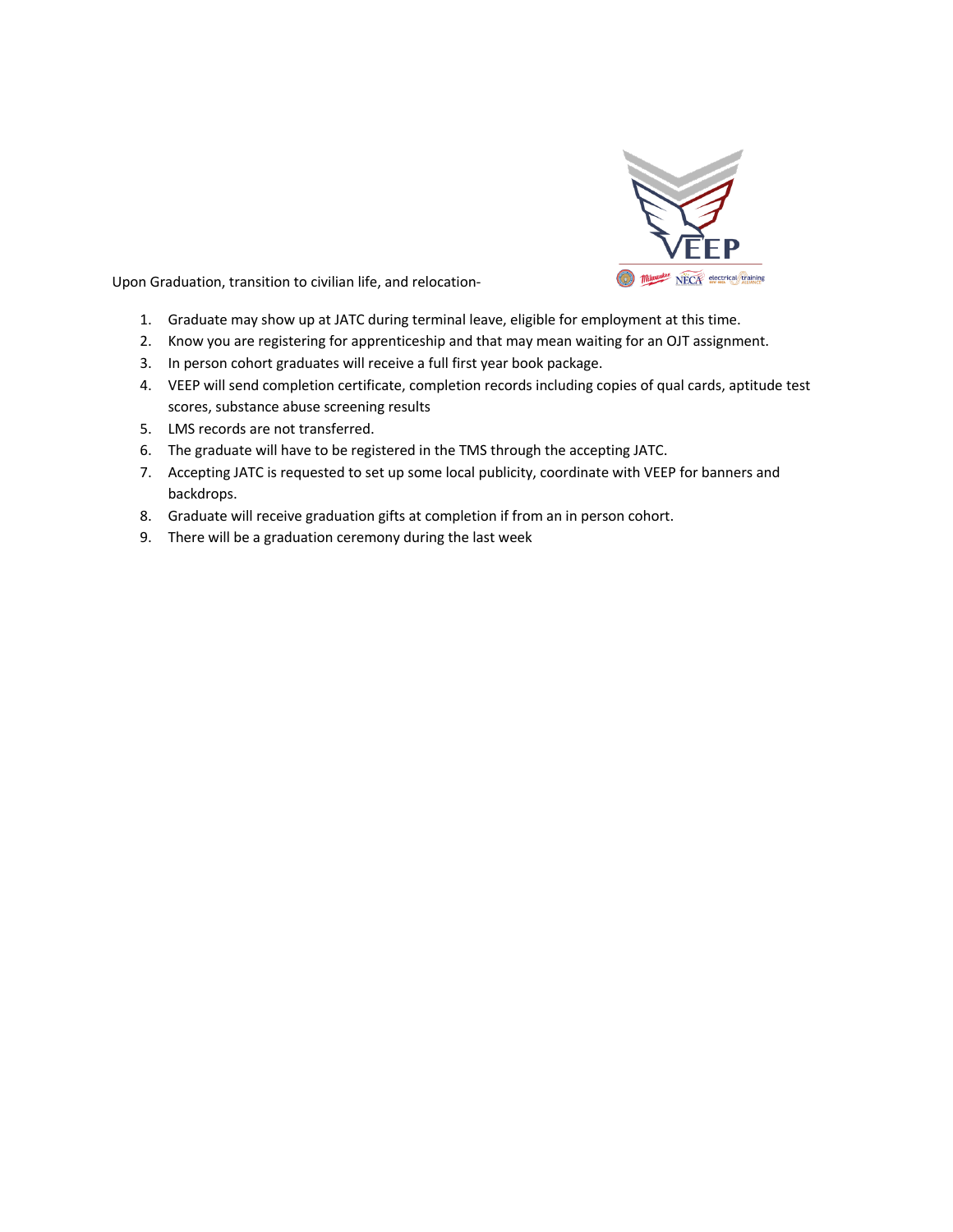Upon Graduation, transition to civilian life, and relocation-

1. Graduate may show up at JATC during terminal leave, eligible for employment at this time.
2. Know you are registering for apprenticeship and that may mean waiting for an OJT assignment.
3. In person cohort graduates will receive a full first year book package.
4. VEEP will send completion certificate, completion records including copies of qual cards, aptitude test scores, substance abuse screening results
5. LMS records are not transferred.
6. The graduate will have to be registered in the TMS through the accepting JATC.
7. Accepting JATC is requested to set up some local publicity, coordinate with VEEP for banners and backdrops.
8. Graduate will receive graduation gifts at completion if from an in person cohort.
9. There will be a graduation ceremony during the last week